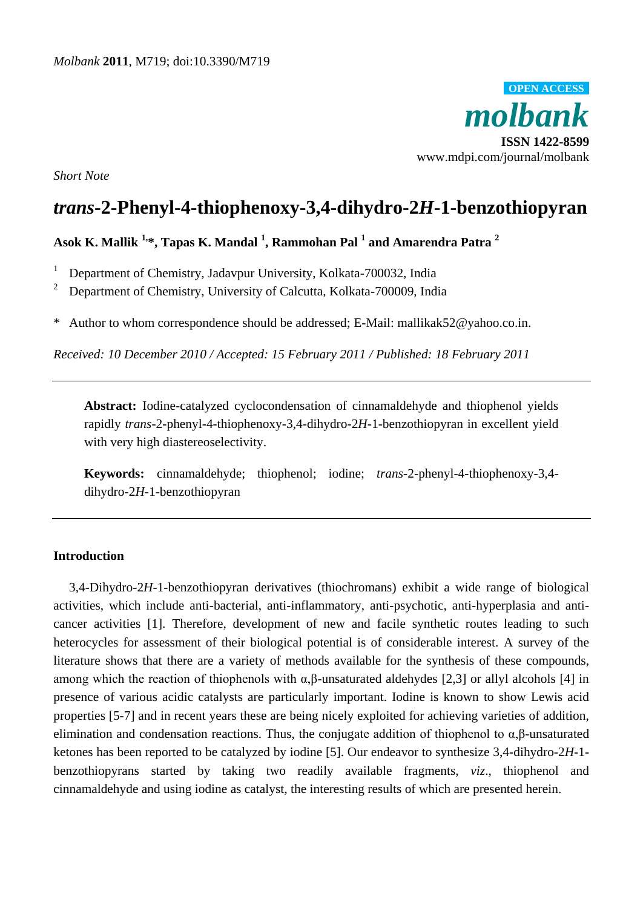*Molbank* **2011**, M719; doi:10.3390/M719

**OPEN ACCESS**

***molbank***

**ISSN 1422-8599**

www.mdpi.com/journal/molbank

*Short Note*

# *trans*-2-Phenyl-4-thiophenoxy-3,4-dihydro-2*H*-1-benzothiopyran

**Asok K. Mallik [1,*], Tapas K. Mandal [1], Rammohan Pal [1] and Amarendra Patra [2]**

[1] Department of Chemistry, Jadavpur University, Kolkata-700032, India

[2] Department of Chemistry, University of Calcutta, Kolkata-700009, India

\* Author to whom correspondence should be addressed; E-Mail: mallikak52@yahoo.co.in.

*Received: 10 December 2010 / Accepted: 15 February 2011 / Published: 18 February 2011*

---

**Abstract:** Iodine-catalyzed cyclocondensation of cinnamaldehyde and thiophenol yields rapidly *trans*-2-phenyl-4-thiophenoxy-3,4-dihydro-2*H*-1-benzothiopyran in excellent yield with very high diastereoselectivity.

**Keywords:** cinnamaldehyde; thiophenol; iodine; *trans*-2-phenyl-4-thiophenoxy-3,4-dihydro-2*H*-1-benzothiopyran

---

## Introduction

3,4-Dihydro-2*H*-1-benzothiopyran derivatives (thiochromans) exhibit a wide range of biological activities, which include anti-bacterial, anti-inflammatory, anti-psychotic, anti-hyperplasia and anti-cancer activities [1]. Therefore, development of new and facile synthetic routes leading to such heterocycles for assessment of their biological potential is of considerable interest. A survey of the literature shows that there are a variety of methods available for the synthesis of these compounds, among which the reaction of thiophenols with α,β-unsaturated aldehydes [2,3] or allyl alcohols [4] in presence of various acidic catalysts are particularly important. Iodine is known to show Lewis acid properties [5-7] and in recent years these are being nicely exploited for achieving varieties of addition, elimination and condensation reactions. Thus, the conjugate addition of thiophenol to α,β-unsaturated ketones has been reported to be catalyzed by iodine [5]. Our endeavor to synthesize 3,4-dihydro-2*H*-1-benzothiopyrans started by taking two readily available fragments, *viz*., thiophenol and cinnamaldehyde and using iodine as catalyst, the interesting results of which are presented herein.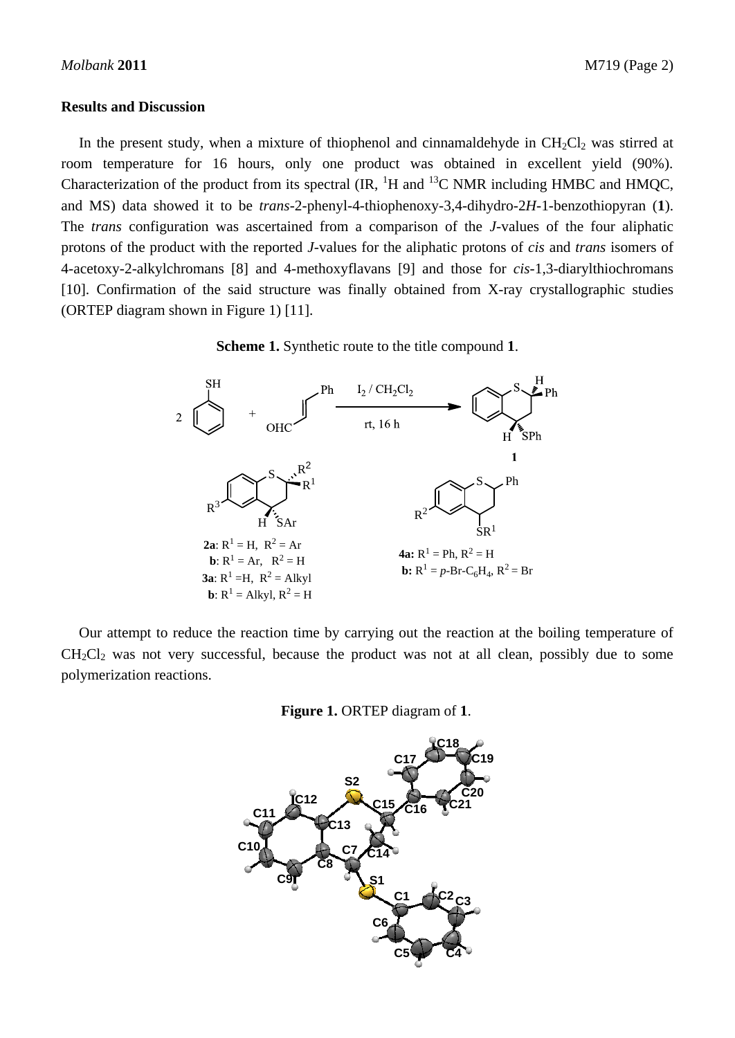## Results and Discussion

In the present study, when a mixture of thiophenol and cinnamaldehyde in $CH_2Cl_2$ was stirred at room temperature for 16 hours, only one product was obtained in excellent yield (90%). Characterization of the product from its spectral (IR, $^1H$ and $^{13}C$ NMR including HMBC and HMQC, and MS) data showed it to be *trans*-2-phenyl-4-thiophenoxy-3,4-dihydro-2*H*-1-benzothiopyran (**1**). The *trans* configuration was ascertained from a comparison of the *J*-values of the four aliphatic protons of the product with the reported *J*-values for the aliphatic protons of *cis* and *trans* isomers of 4-acetoxy-2-alkylchromans [8] and 4-methoxyflavans [9] and those for *cis*-1,3-diarylthiochromans [10]. Confirmation of the said structure was finally obtained from X-ray crystallographic studies (ORTEP diagram shown in Figure 1) [11].

**Scheme 1.** Synthetic route to the title compound **1**.

2 PhSH + cinnamaldehyde (OHC–CH=CH–Ph) → ($I_2$ / $CH_2Cl_2$, rt, 16 h) → **1**

**2a**: $R^1$ = H, $R^2$ = Ar
**b**: $R^1$ = Ar, $R^2$ = H
**3a**: $R^1$ = H, $R^2$ = Alkyl
**b**: $R^1$ = Alkyl, $R^2$ = H

**4a:** $R^1$ = Ph, $R^2$ = H
**b:** $R^1$ = *p*-Br-$C_6H_4$, $R^2$ = Br

Our attempt to reduce the reaction time by carrying out the reaction at the boiling temperature of $CH_2Cl_2$ was not very successful, because the product was not at all clean, possibly due to some polymerization reactions.

**Figure 1.** ORTEP diagram of **1**.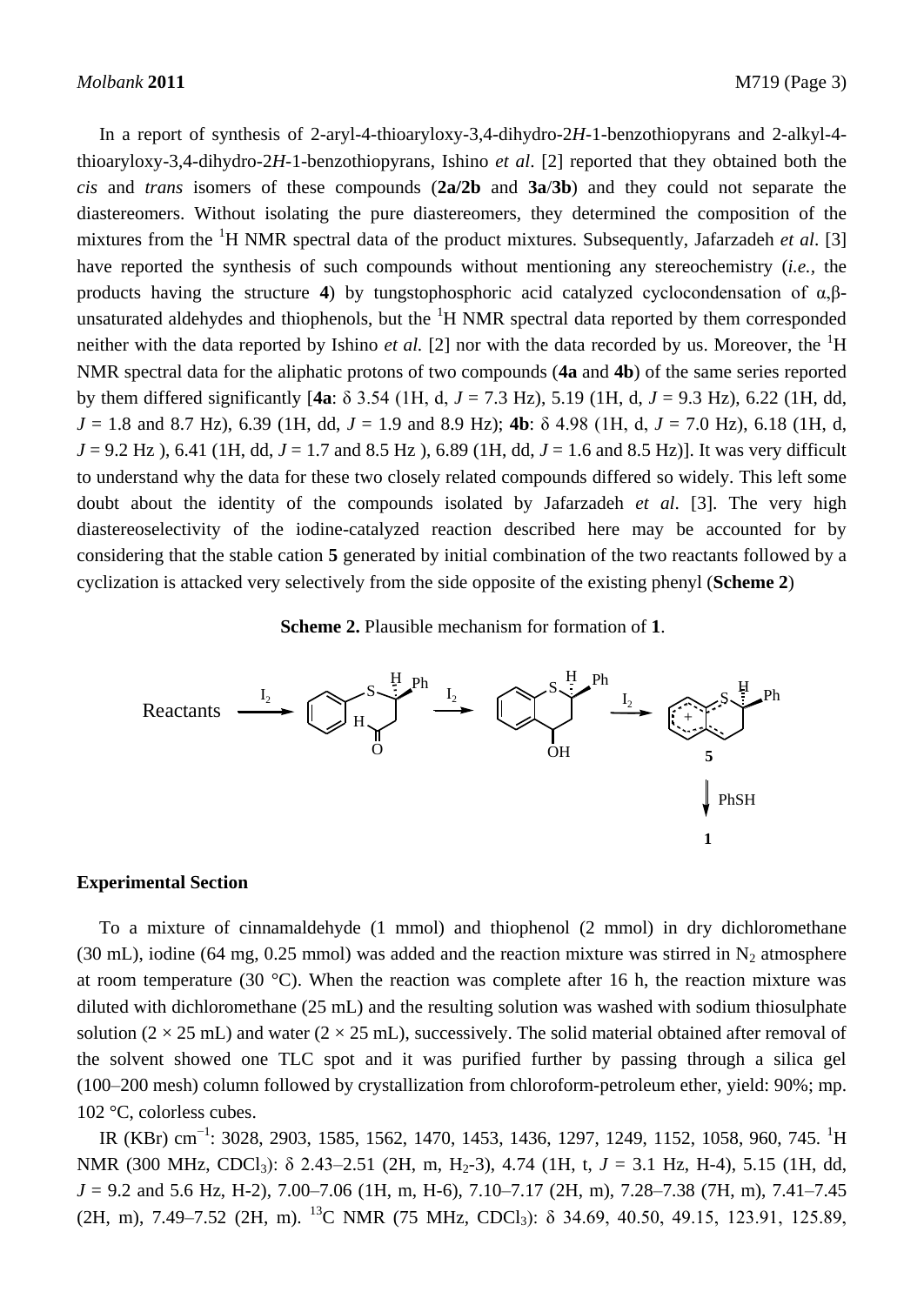In a report of synthesis of 2-aryl-4-thioaryloxy-3,4-dihydro-2*H*-1-benzothiopyrans and 2-alkyl-4-thioaryloxy-3,4-dihydro-2*H*-1-benzothiopyrans, Ishino *et al*. [2] reported that they obtained both the *cis* and *trans* isomers of these compounds (**2a**/**2b** and **3a**/**3b**) and they could not separate the diastereomers. Without isolating the pure diastereomers, they determined the composition of the mixtures from the $^1$H NMR spectral data of the product mixtures. Subsequently, Jafarzadeh *et al*. [3] have reported the synthesis of such compounds without mentioning any stereochemistry (*i.e.,* the products having the structure **4**) by tungstophosphoric acid catalyzed cyclocondensation of α,β-unsaturated aldehydes and thiophenols, but the $^1$H NMR spectral data reported by them corresponded neither with the data reported by Ishino *et al.* [2] nor with the data recorded by us. Moreover, the $^1$H NMR spectral data for the aliphatic protons of two compounds (**4a** and **4b**) of the same series reported by them differed significantly [**4a**: δ 3.54 (1H, d, $J$ = 7.3 Hz), 5.19 (1H, d, $J$ = 9.3 Hz), 6.22 (1H, dd, $J$ = 1.8 and 8.7 Hz), 6.39 (1H, dd, $J$ = 1.9 and 8.9 Hz); **4b**: δ 4.98 (1H, d, $J$ = 7.0 Hz), 6.18 (1H, d, $J$ = 9.2 Hz ), 6.41 (1H, dd, $J$ = 1.7 and 8.5 Hz ), 6.89 (1H, dd, $J$ = 1.6 and 8.5 Hz)]. It was very difficult to understand why the data for these two closely related compounds differed so widely. This left some doubt about the identity of the compounds isolated by Jafarzadeh *et al*. [3]. The very high diastereoselectivity of the iodine-catalyzed reaction described here may be accounted for by considering that the stable cation **5** generated by initial combination of the two reactants followed by a cyclization is attacked very selectively from the side opposite of the existing phenyl (**Scheme 2**)

**Scheme 2.** Plausible mechanism for formation of **1**.

## Experimental Section

To a mixture of cinnamaldehyde (1 mmol) and thiophenol (2 mmol) in dry dichloromethane (30 mL), iodine (64 mg, 0.25 mmol) was added and the reaction mixture was stirred in $N_2$ atmosphere at room temperature (30 °C). When the reaction was complete after 16 h, the reaction mixture was diluted with dichloromethane (25 mL) and the resulting solution was washed with sodium thiosulphate solution (2 × 25 mL) and water (2 × 25 mL), successively. The solid material obtained after removal of the solvent showed one TLC spot and it was purified further by passing through a silica gel (100–200 mesh) column followed by crystallization from chloroform-petroleum ether, yield: 90%; mp. 102 °C, colorless cubes.

IR (KBr) cm$^{-1}$: 3028, 2903, 1585, 1562, 1470, 1453, 1436, 1297, 1249, 1152, 1058, 960, 745. $^1$H NMR (300 MHz, $CDCl_3$): δ 2.43–2.51 (2H, m, $H_2$-3), 4.74 (1H, t, $J$ = 3.1 Hz, H-4), 5.15 (1H, dd, $J$ = 9.2 and 5.6 Hz, H-2), 7.00–7.06 (1H, m, H-6), 7.10–7.17 (2H, m), 7.28–7.38 (7H, m), 7.41–7.45 (2H, m), 7.49–7.52 (2H, m). $^{13}$C NMR (75 MHz, $CDCl_3$): δ 34.69, 40.50, 49.15, 123.91, 125.89,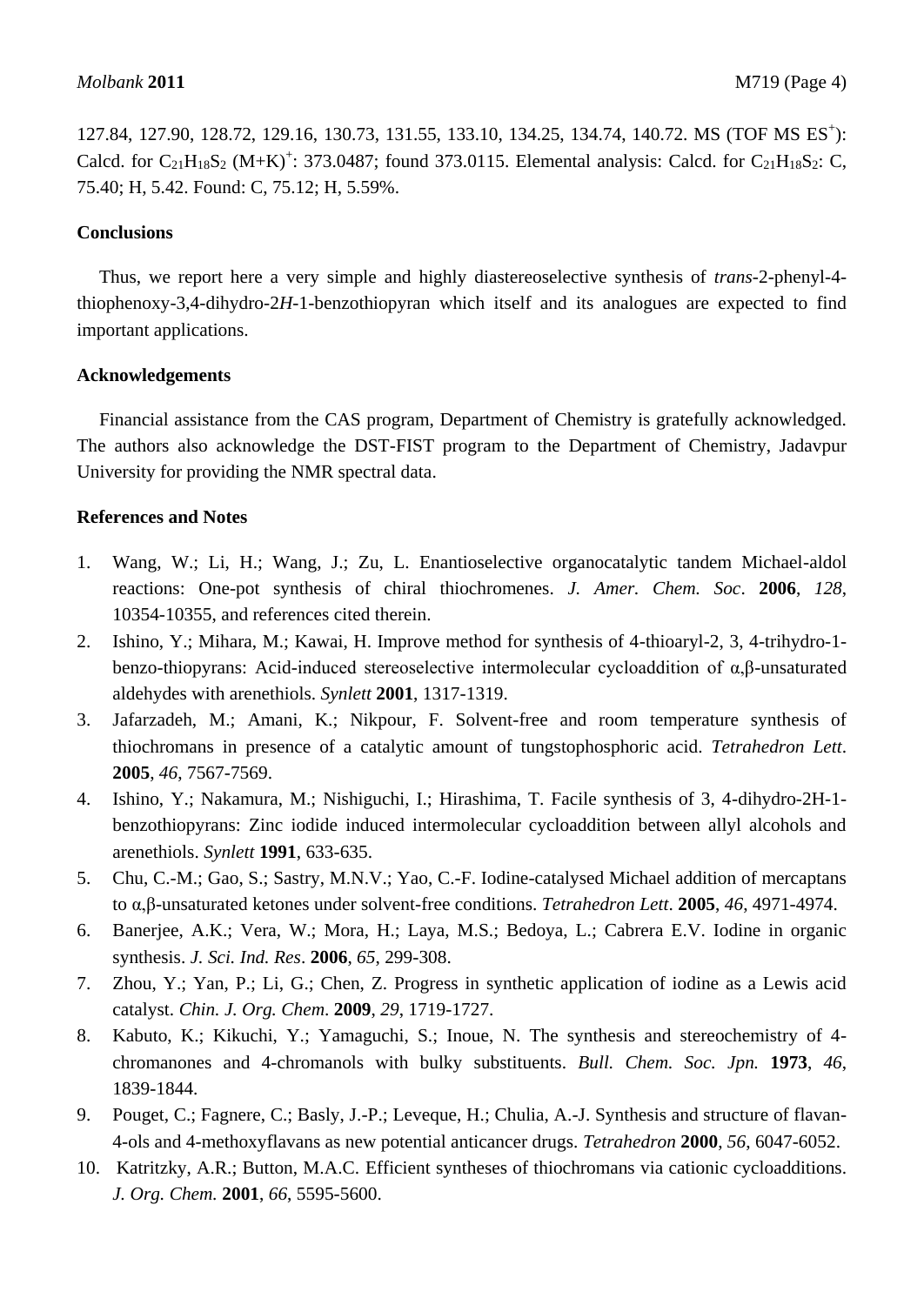127.84, 127.90, 128.72, 129.16, 130.73, 131.55, 133.10, 134.25, 134.74, 140.72. MS (TOF MS $ES^+$): Calcd. for $C_{21}H_{18}S_2$ $(M+K)^+$: 373.0487; found 373.0115. Elemental analysis: Calcd. for $C_{21}H_{18}S_2$: C, 75.40; H, 5.42. Found: C, 75.12; H, 5.59%.

## Conclusions

Thus, we report here a very simple and highly diastereoselective synthesis of *trans*-2-phenyl-4-thiophenoxy-3,4-dihydro-2*H*-1-benzothiopyran which itself and its analogues are expected to find important applications.

## Acknowledgements

Financial assistance from the CAS program, Department of Chemistry is gratefully acknowledged. The authors also acknowledge the DST-FIST program to the Department of Chemistry, Jadavpur University for providing the NMR spectral data.

## References and Notes

1. Wang, W.; Li, H.; Wang, J.; Zu, L. Enantioselective organocatalytic tandem Michael-aldol reactions: One-pot synthesis of chiral thiochromenes. *J. Amer. Chem. Soc*. **2006**, *128*, 10354-10355, and references cited therein.
2. Ishino, Y.; Mihara, M.; Kawai, H. Improve method for synthesis of 4-thioaryl-2, 3, 4-trihydro-1-benzo-thiopyrans: Acid-induced stereoselective intermolecular cycloaddition of α,β-unsaturated aldehydes with arenethiols. *Synlett* **2001**, 1317-1319.
3. Jafarzadeh, M.; Amani, K.; Nikpour, F. Solvent-free and room temperature synthesis of thiochromans in presence of a catalytic amount of tungstophosphoric acid. *Tetrahedron Lett*. **2005**, *46*, 7567-7569.
4. Ishino, Y.; Nakamura, M.; Nishiguchi, I.; Hirashima, T. Facile synthesis of 3, 4-dihydro-2H-1-benzothiopyrans: Zinc iodide induced intermolecular cycloaddition between allyl alcohols and arenethiols. *Synlett* **1991**, 633-635.
5. Chu, C.-M.; Gao, S.; Sastry, M.N.V.; Yao, C.-F. Iodine-catalysed Michael addition of mercaptans to α,β-unsaturated ketones under solvent-free conditions. *Tetrahedron Lett*. **2005**, *46*, 4971-4974.
6. Banerjee, A.K.; Vera, W.; Mora, H.; Laya, M.S.; Bedoya, L.; Cabrera E.V. Iodine in organic synthesis. *J. Sci. Ind. Res*. **2006**, *65*, 299-308.
7. Zhou, Y.; Yan, P.; Li, G.; Chen, Z. Progress in synthetic application of iodine as a Lewis acid catalyst. *Chin. J. Org. Chem*. **2009**, *29*, 1719-1727.
8. Kabuto, K.; Kikuchi, Y.; Yamaguchi, S.; Inoue, N. The synthesis and stereochemistry of 4-chromanones and 4-chromanols with bulky substituents. *Bull. Chem. Soc. Jpn.* **1973**, *46*, 1839-1844.
9. Pouget, C.; Fagnere, C.; Basly, J.-P.; Leveque, H.; Chulia, A.-J. Synthesis and structure of flavan-4-ols and 4-methoxyflavans as new potential anticancer drugs. *Tetrahedron* **2000**, *56*, 6047-6052.
10. Katritzky, A.R.; Button, M.A.C. Efficient syntheses of thiochromans via cationic cycloadditions. *J. Org. Chem.* **2001**, *66*, 5595-5600.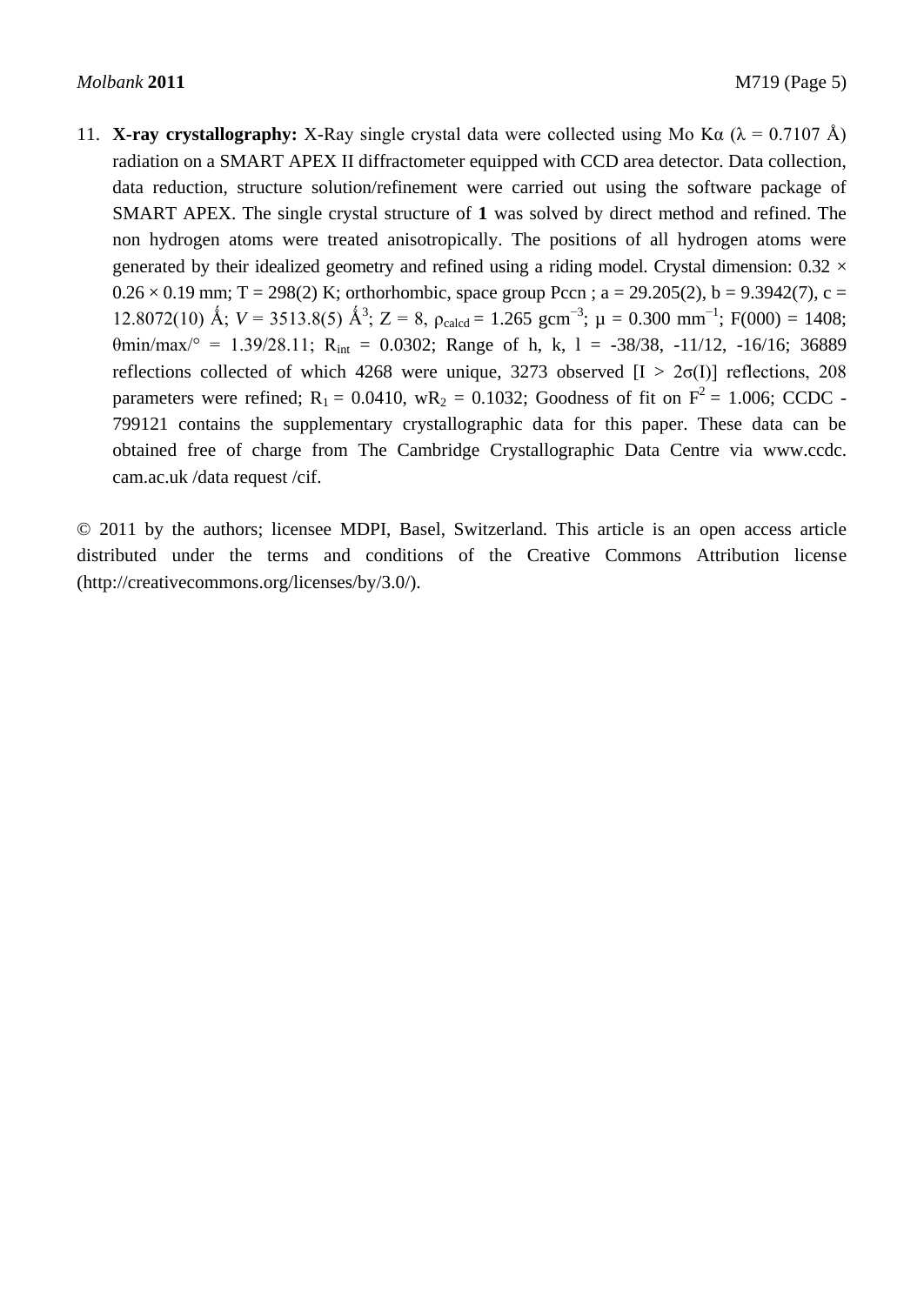11. **X-ray crystallography:** X-Ray single crystal data were collected using Mo Kα (λ = 0.7107 Å) radiation on a SMART APEX II diffractometer equipped with CCD area detector. Data collection, data reduction, structure solution/refinement were carried out using the software package of SMART APEX. The single crystal structure of **1** was solved by direct method and refined. The non hydrogen atoms were treated anisotropically. The positions of all hydrogen atoms were generated by their idealized geometry and refined using a riding model. Crystal dimension: 0.32 × 0.26 × 0.19 mm; T = 298(2) K; orthorhombic, space group Pccn ; a = 29.205(2), b = 9.3942(7), c = 12.8072(10) Å; *V* = 3513.8(5) $Å^3$; Z = 8, $\rho_{calcd}$ = 1.265 $gcm^{-3}$; μ = 0.300 $mm^{-1}$; F(000) = 1408; θmin/max/° = 1.39/28.11; $R_{int}$ = 0.0302; Range of h, k, l = -38/38, -11/12, -16/16; 36889 reflections collected of which 4268 were unique, 3273 observed [I > 2σ(I)] reflections, 208 parameters were refined; $R_1$ = 0.0410, $wR_2$ = 0.1032; Goodness of fit on $F^2$ = 1.006; CCDC - 799121 contains the supplementary crystallographic data for this paper. These data can be obtained free of charge from The Cambridge Crystallographic Data Centre via www.ccdc. cam.ac.uk /data request /cif.

© 2011 by the authors; licensee MDPI, Basel, Switzerland. This article is an open access article distributed under the terms and conditions of the Creative Commons Attribution license (http://creativecommons.org/licenses/by/3.0/).